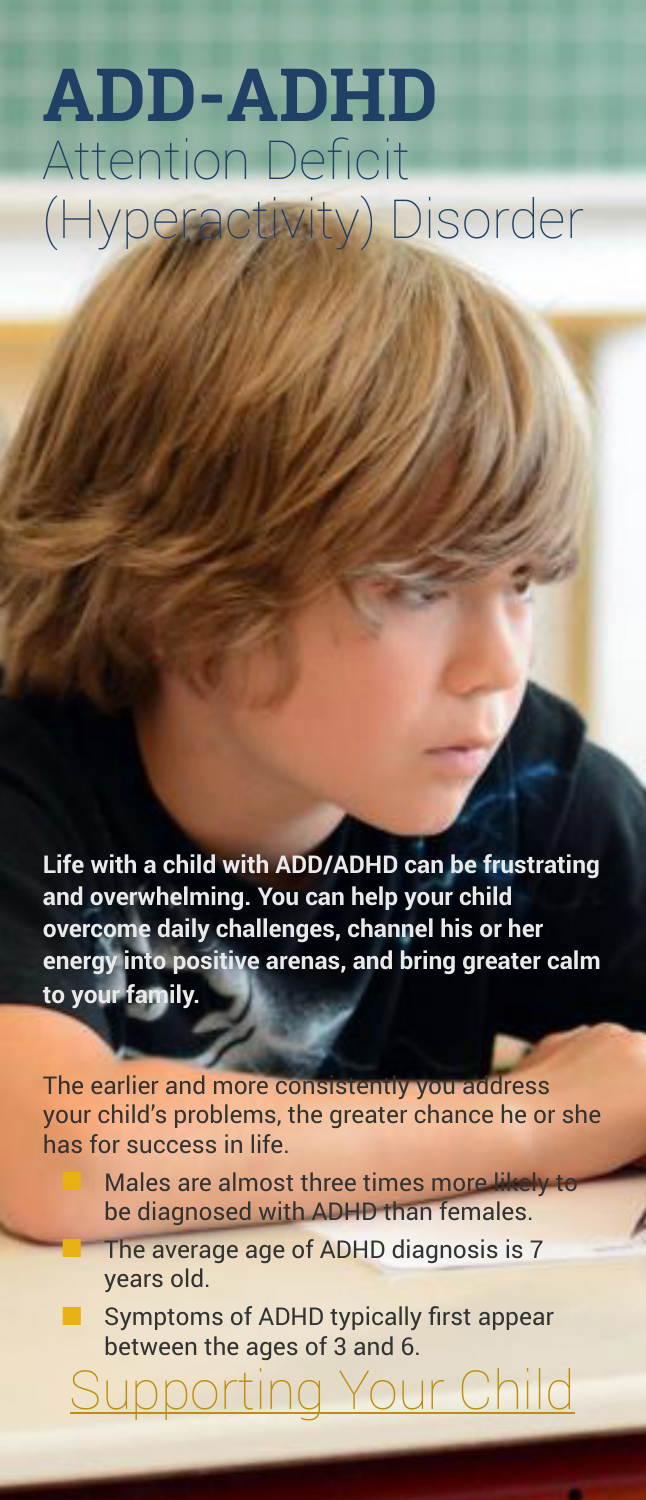# ADD-ADHD
## Attention Deficit (Hyperactivity) Disorder

**Life with a child with ADD/ADHD can be frustrating and overwhelming. You can help your child overcome daily challenges, channel his or her energy into positive arenas, and bring greater calm to your family.**

The earlier and more consistently you address your child's problems, the greater chance he or she has for success in life.

- Males are almost three times more likely to be diagnosed with ADHD than females.
- The average age of ADHD diagnosis is 7 years old.
- Symptoms of ADHD typically first appear between the ages of 3 and 6.

## Supporting Your Child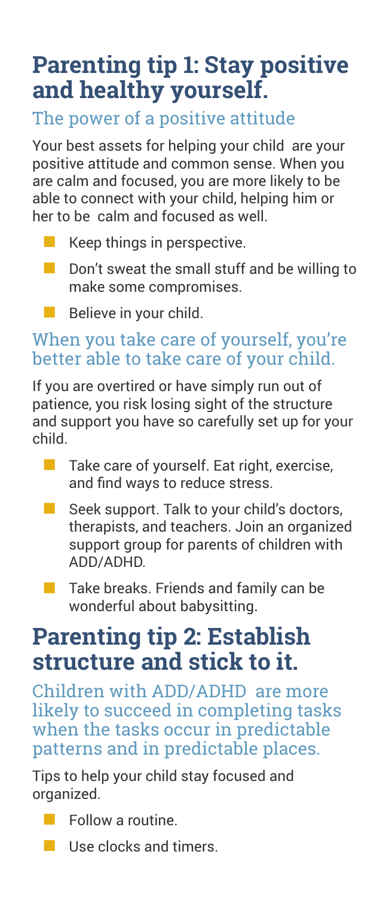## Parenting tip 1: Stay positive and healthy yourself.

### The power of a positive attitude

Your best assets for helping your child are your positive attitude and common sense. When you are calm and focused, you are more likely to be able to connect with your child, helping him or her to be calm and focused as well.

- Keep things in perspective.
- Don't sweat the small stuff and be willing to make some compromises.
- Believe in your child.

### When you take care of yourself, you're better able to take care of your child.

If you are overtired or have simply run out of patience, you risk losing sight of the structure and support you have so carefully set up for your child.

- Take care of yourself. Eat right, exercise, and find ways to reduce stress.
- Seek support. Talk to your child's doctors, therapists, and teachers. Join an organized support group for parents of children with ADD/ADHD.
- Take breaks. Friends and family can be wonderful about babysitting.

## Parenting tip 2: Establish structure and stick to it.

### Children with ADD/ADHD are more likely to succeed in completing tasks when the tasks occur in predictable patterns and in predictable places.

Tips to help your child stay focused and organized.

- Follow a routine.
- Use clocks and timers.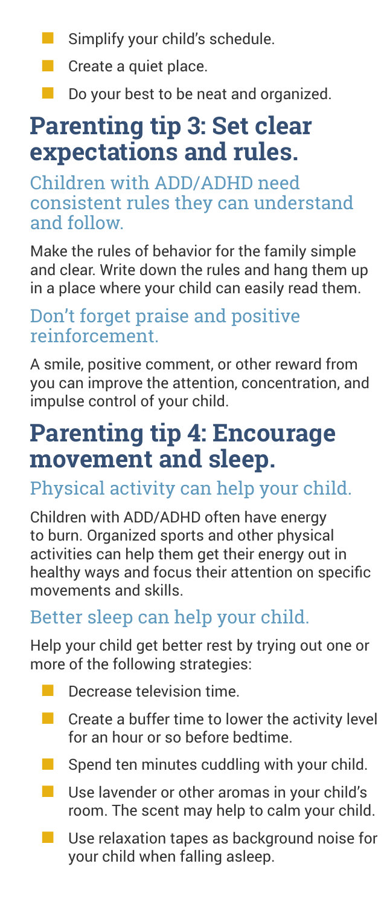- Simplify your child's schedule.
- Create a quiet place.
- Do your best to be neat and organized.

## Parenting tip 3: Set clear expectations and rules.

### Children with ADD/ADHD need consistent rules they can understand and follow.

Make the rules of behavior for the family simple and clear. Write down the rules and hang them up in a place where your child can easily read them.

### Don't forget praise and positive reinforcement.

A smile, positive comment, or other reward from you can improve the attention, concentration, and impulse control of your child.

## Parenting tip 4: Encourage movement and sleep.

### Physical activity can help your child.

Children with ADD/ADHD often have energy to burn. Organized sports and other physical activities can help them get their energy out in healthy ways and focus their attention on specific movements and skills.

### Better sleep can help your child.

Help your child get better rest by trying out one or more of the following strategies:

- Decrease television time.
- Create a buffer time to lower the activity level for an hour or so before bedtime.
- Spend ten minutes cuddling with your child.
- Use lavender or other aromas in your child's room. The scent may help to calm your child.
- Use relaxation tapes as background noise for your child when falling asleep.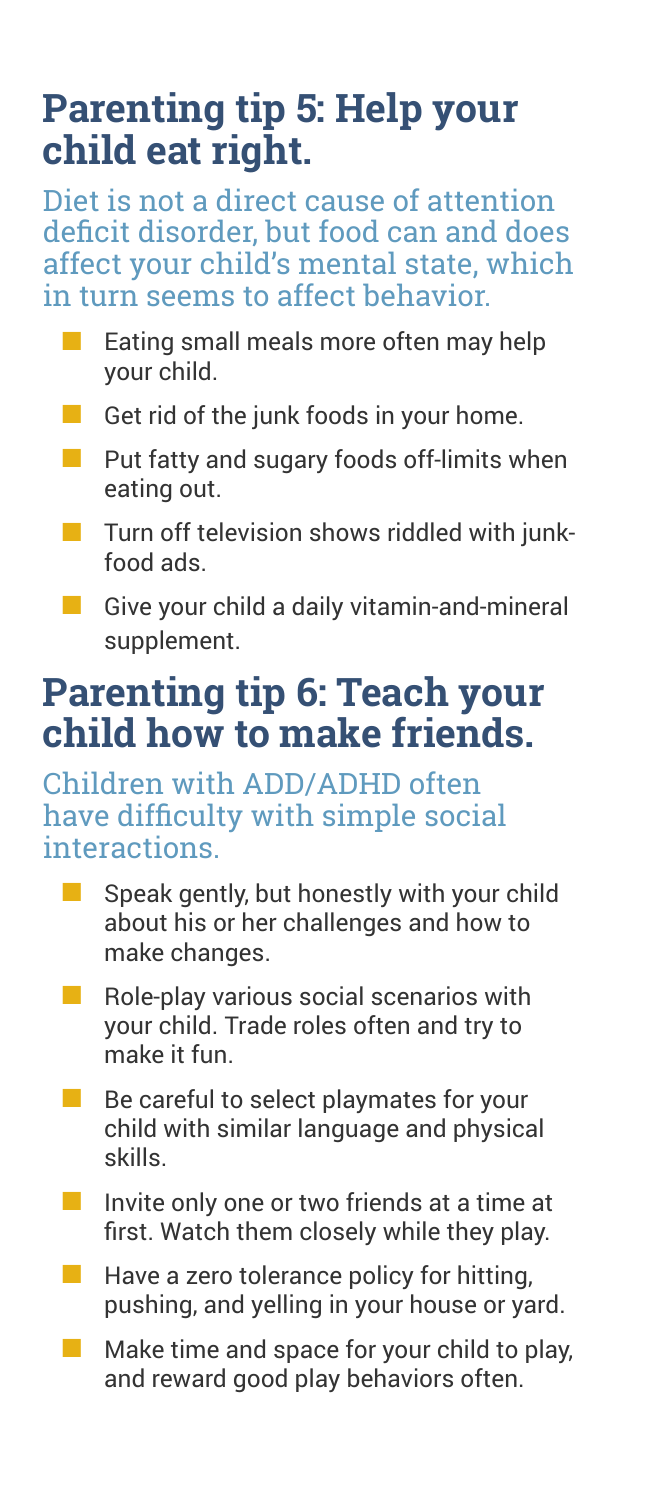## Parenting tip 5: Help your child eat right.

Diet is not a direct cause of attention deficit disorder, but food can and does affect your child's mental state, which in turn seems to affect behavior.

- Eating small meals more often may help your child.
- Get rid of the junk foods in your home.
- Put fatty and sugary foods off-limits when eating out.
- Turn off television shows riddled with junk-food ads.
- Give your child a daily vitamin-and-mineral supplement.

## Parenting tip 6: Teach your child how to make friends.

Children with ADD/ADHD often have difficulty with simple social interactions.

- Speak gently, but honestly with your child about his or her challenges and how to make changes.
- Role-play various social scenarios with your child. Trade roles often and try to make it fun.
- Be careful to select playmates for your child with similar language and physical skills.
- Invite only one or two friends at a time at first. Watch them closely while they play.
- Have a zero tolerance policy for hitting, pushing, and yelling in your house or yard.
- Make time and space for your child to play, and reward good play behaviors often.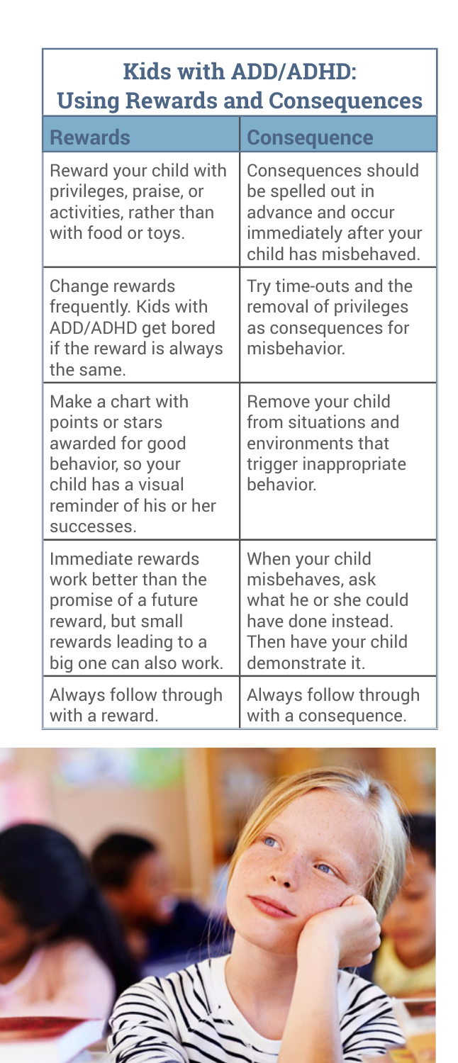## Kids with ADD/ADHD: Using Rewards and Consequences

| Rewards | Consequence |
|---|---|
| Reward your child with privileges, praise, or activities, rather than with food or toys. | Consequences should be spelled out in advance and occur immediately after your child has misbehaved. |
| Change rewards frequently. Kids with ADD/ADHD get bored if the reward is always the same. | Try time-outs and the removal of privileges as consequences for misbehavior. |
| Make a chart with points or stars awarded for good behavior, so your child has a visual reminder of his or her successes. | Remove your child from situations and environments that trigger inappropriate behavior. |
| Immediate rewards work better than the promise of a future reward, but small rewards leading to a big one can also work. | When your child misbehaves, ask what he or she could have done instead. Then have your child demonstrate it. |
| Always follow through with a reward. | Always follow through with a consequence. |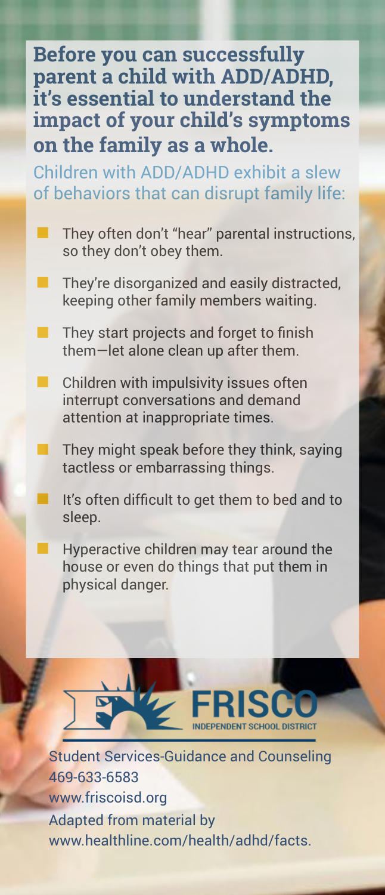## Before you can successfully parent a child with ADD/ADHD, it's essential to understand the impact of your child's symptoms on the family as a whole.

Children with ADD/ADHD exhibit a slew of behaviors that can disrupt family life:

- They often don't "hear" parental instructions, so they don't obey them.
- They're disorganized and easily distracted, keeping other family members waiting.
- They start projects and forget to finish them—let alone clean up after them.
- Children with impulsivity issues often interrupt conversations and demand attention at inappropriate times.
- They might speak before they think, saying tactless or embarrassing things.
- It's often difficult to get them to bed and to sleep.
- Hyperactive children may tear around the house or even do things that put them in physical danger.

FRISCO INDEPENDENT SCHOOL DISTRICT

Student Services-Guidance and Counseling
469-633-6583
www.friscoisd.org
Adapted from material by
www.healthline.com/health/adhd/facts.